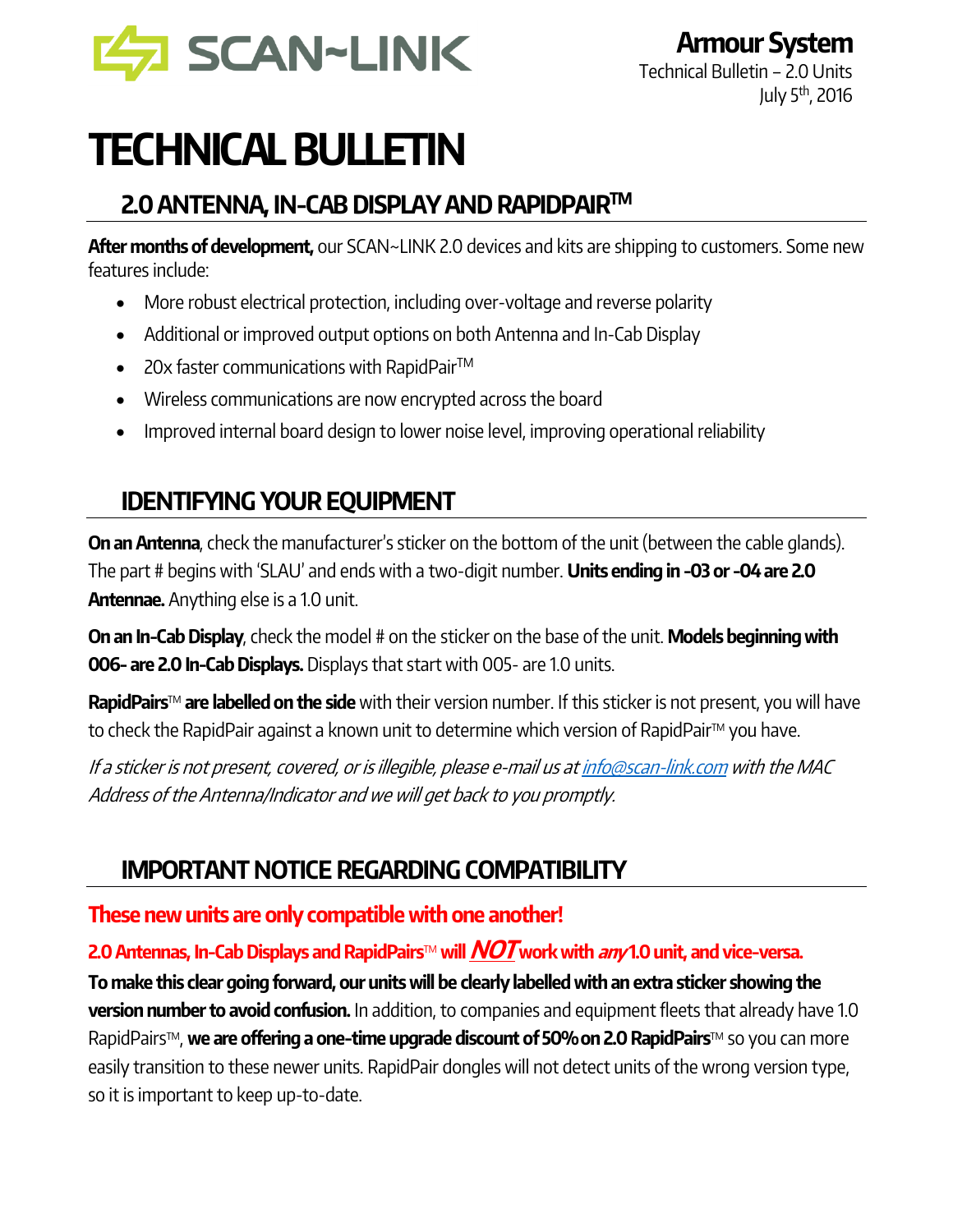SCAN~LINK

**Armour System**
Technical Bulletin – 2.0 Units
July 5th, 2016

# TECHNICAL BULLETIN

## 2.0 ANTENNA, IN-CAB DISPLAY AND RAPIDPAIR™

**After months of development,** our SCAN~LINK 2.0 devices and kits are shipping to customers. Some new features include:

- More robust electrical protection, including over-voltage and reverse polarity
- Additional or improved output options on both Antenna and In-Cab Display
- 20x faster communications with RapidPair™
- Wireless communications are now encrypted across the board
- Improved internal board design to lower noise level, improving operational reliability

## IDENTIFYING YOUR EQUIPMENT

**On an Antenna**, check the manufacturer's sticker on the bottom of the unit (between the cable glands). The part # begins with 'SLAU' and ends with a two-digit number. **Units ending in -03 or -04 are 2.0 Antennae.** Anything else is a 1.0 unit.

**On an In-Cab Display**, check the model # on the sticker on the base of the unit. **Models beginning with 006- are 2.0 In-Cab Displays.** Displays that start with 005- are 1.0 units.

**RapidPairs™ are labelled on the side** with their version number. If this sticker is not present, you will have to check the RapidPair against a known unit to determine which version of RapidPair™ you have.

*If a sticker is not present, covered, or is illegible, please e-mail us at info@scan-link.com with the MAC Address of the Antenna/Indicator and we will get back to you promptly.*

## IMPORTANT NOTICE REGARDING COMPATIBILITY

**These new units are only compatible with one another!**

**2.0 Antennas, In-Cab Displays and RapidPairs™ will *NOT* work with *any* 1.0 unit, and vice-versa.**

**To make this clear going forward, our units will be clearly labelled with an extra sticker showing the version number to avoid confusion.** In addition, to companies and equipment fleets that already have 1.0 RapidPairs™, **we are offering a one-time upgrade discount of 50% on 2.0 RapidPairs™** so you can more easily transition to these newer units. RapidPair dongles will not detect units of the wrong version type, so it is important to keep up-to-date.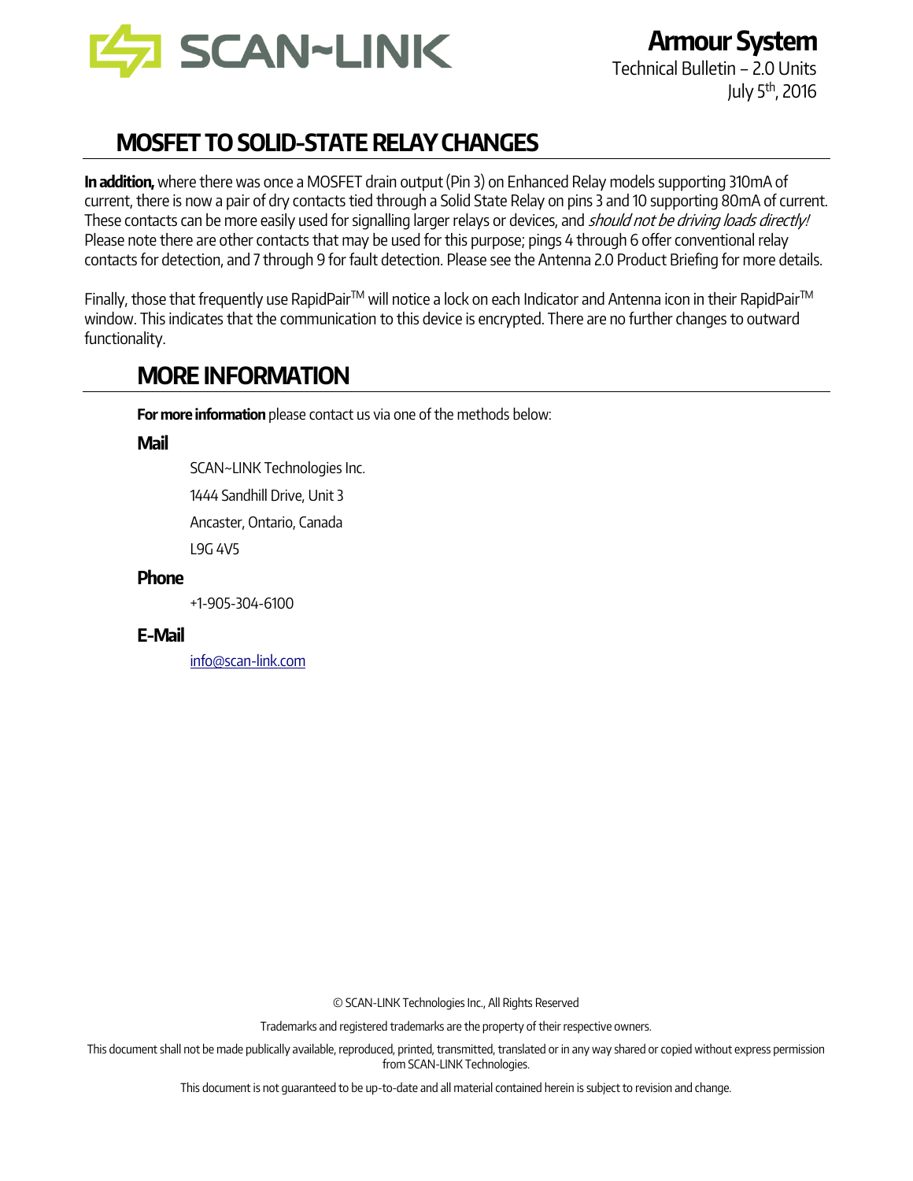## MOSFET TO SOLID-STATE RELAY CHANGES

**In addition,** where there was once a MOSFET drain output (Pin 3) on Enhanced Relay models supporting 310mA of current, there is now a pair of dry contacts tied through a Solid State Relay on pins 3 and 10 supporting 80mA of current. These contacts can be more easily used for signalling larger relays or devices, and *should not be driving loads directly!* Please note there are other contacts that may be used for this purpose; pings 4 through 6 offer conventional relay contacts for detection, and 7 through 9 for fault detection. Please see the Antenna 2.0 Product Briefing for more details.

Finally, those that frequently use RapidPair™ will notice a lock on each Indicator and Antenna icon in their RapidPair™ window. This indicates that the communication to this device is encrypted. There are no further changes to outward functionality.

## MORE INFORMATION

**For more information** please contact us via one of the methods below:

### Mail

SCAN~LINK Technologies Inc.

1444 Sandhill Drive, Unit 3

Ancaster, Ontario, Canada

L9G 4V5

### Phone

+1-905-304-6100

### E-Mail

info@scan-link.com

© SCAN-LINK Technologies Inc., All Rights Reserved

Trademarks and registered trademarks are the property of their respective owners.

This document shall not be made publically available, reproduced, printed, transmitted, translated or in any way shared or copied without express permission from SCAN-LINK Technologies.

This document is not guaranteed to be up-to-date and all material contained herein is subject to revision and change.